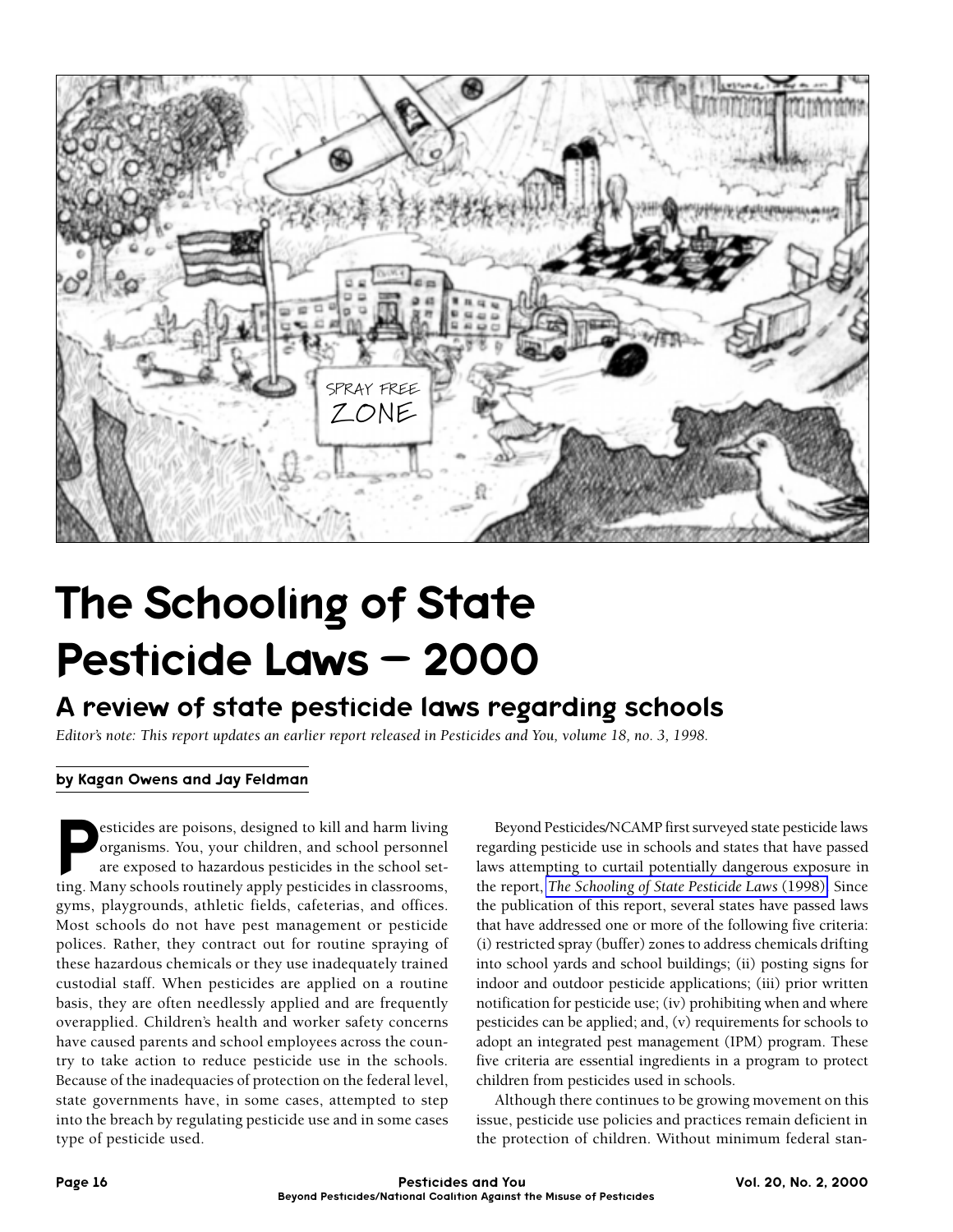# The Schooling of State Pesticide Laws – 2000

## A review of state pesticide laws regarding schools

*Editor's note: This report updates an earlier report released in Pesticides and You, volume 18, no. 3, 1998.*

**by Kagan Owens and Jay Feldman**

Pesticides are poisons, designed to kill and harm living organisms. You, your children, and school personnel are exposed to hazardous pesticides in the school setting. Many schools routinely apply pesticides in classrooms, gyms, playgrounds, athletic fields, cafeterias, and offices. Most schools do not have pest management or pesticide polices. Rather, they contract out for routine spraying of these hazardous chemicals or they use inadequately trained custodial staff. When pesticides are applied on a routine basis, they are often needlessly applied and are frequently overapplied. Children's health and worker safety concerns have caused parents and school employees across the country to take action to reduce pesticide use in the schools. Because of the inadequacies of protection on the federal level, state governments have, in some cases, attempted to step into the breach by regulating pesticide use and in some cases type of pesticide used.

Beyond Pesticides/NCAMP first surveyed state pesticide laws regarding pesticide use in schools and states that have passed laws attempting to curtail potentially dangerous exposure in the report, *The Schooling of State Pesticide Laws* (1998). Since the publication of this report, several states have passed laws that have addressed one or more of the following five criteria: (i) restricted spray (buffer) zones to address chemicals drifting into school yards and school buildings; (ii) posting signs for indoor and outdoor pesticide applications; (iii) prior written notification for pesticide use; (iv) prohibiting when and where pesticides can be applied; and, (v) requirements for schools to adopt an integrated pest management (IPM) program. These five criteria are essential ingredients in a program to protect children from pesticides used in schools.

Although there continues to be growing movement on this issue, pesticide use policies and practices remain deficient in the protection of children. Without minimum federal stan-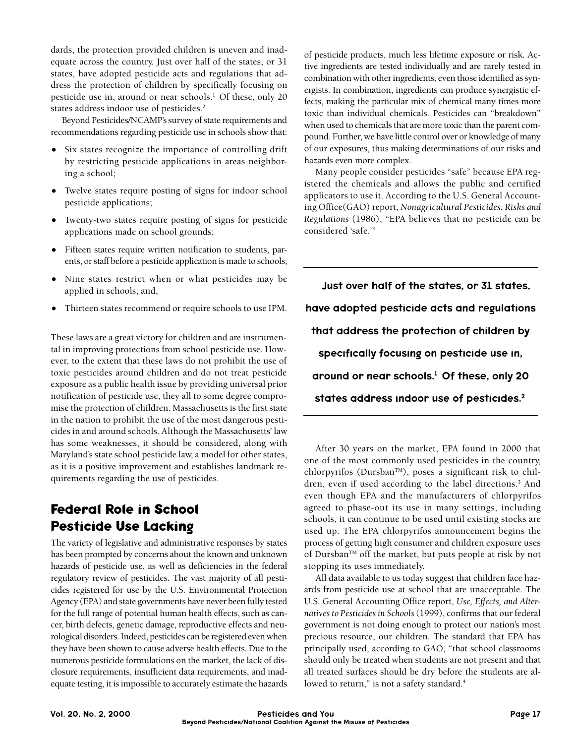dards, the protection provided children is uneven and inadequate across the country. Just over half of the states, or 31 states, have adopted pesticide acts and regulations that address the protection of children by specifically focusing on pesticide use in, around or near schools.[1] Of these, only 20 states address indoor use of pesticides.[2]

Beyond Pesticides/NCAMP's survey of state requirements and recommendations regarding pesticide use in schools show that:

- Six states recognize the importance of controlling drift by restricting pesticide applications in areas neighboring a school;
- Twelve states require posting of signs for indoor school pesticide applications;
- Twenty-two states require posting of signs for pesticide applications made on school grounds;
- Fifteen states require written notification to students, parents, or staff before a pesticide application is made to schools;
- Nine states restrict when or what pesticides may be applied in schools; and,
- Thirteen states recommend or require schools to use IPM.

These laws are a great victory for children and are instrumental in improving protections from school pesticide use. However, to the extent that these laws do not prohibit the use of toxic pesticides around children and do not treat pesticide exposure as a public health issue by providing universal prior notification of pesticide use, they all to some degree compromise the protection of children. Massachusetts is the first state in the nation to prohibit the use of the most dangerous pesticides in and around schools. Although the Massachusetts' law has some weaknesses, it should be considered, along with Maryland's state school pesticide law, a model for other states, as it is a positive improvement and establishes landmark requirements regarding the use of pesticides.

## Federal Role in School Pesticide Use Lacking

The variety of legislative and administrative responses by states has been prompted by concerns about the known and unknown hazards of pesticide use, as well as deficiencies in the federal regulatory review of pesticides. The vast majority of all pesticides registered for use by the U.S. Environmental Protection Agency (EPA) and state governments have never been fully tested for the full range of potential human health effects, such as cancer, birth defects, genetic damage, reproductive effects and neurological disorders. Indeed, pesticides can be registered even when they have been shown to cause adverse health effects. Due to the numerous pesticide formulations on the market, the lack of disclosure requirements, insufficient data requirements, and inadequate testing, it is impossible to accurately estimate the hazards of pesticide products, much less lifetime exposure or risk. Active ingredients are tested individually and are rarely tested in combination with other ingredients, even those identified as synergists. In combination, ingredients can produce synergistic effects, making the particular mix of chemical many times more toxic than individual chemicals. Pesticides can "breakdown" when used to chemicals that are more toxic than the parent compound. Further, we have little control over or knowledge of many of our exposures, thus making determinations of our risks and hazards even more complex.

Many people consider pesticides "safe" because EPA registered the chemicals and allows the public and certified applicators to use it. According to the U.S. General Accounting Office(GAO) report, *Nonagricultural Pesticides: Risks and Regulations* (1986), "EPA believes that no pesticide can be considered 'safe.'"

**Just over half of the states, or 31 states, have adopted pesticide acts and regulations that address the protection of children by specifically focusing on pesticide use in, around or near schools.[1] Of these, only 20 states address indoor use of pesticides.[2]**

After 30 years on the market, EPA found in 2000 that one of the most commonly used pesticides in the country, chlorpyrifos (Dursban™), poses a significant risk to children, even if used according to the label directions.[3] And even though EPA and the manufacturers of chlorpyrifos agreed to phase-out its use in many settings, including schools, it can continue to be used until existing stocks are used up. The EPA chlorpyrifos announcement begins the process of getting high consumer and children exposure uses of Dursban™ off the market, but puts people at risk by not stopping its uses immediately.

All data available to us today suggest that children face hazards from pesticide use at school that are unacceptable. The U.S. General Accounting Office report, *Use, Effects, and Alternatives to Pesticides in Schools* (1999), confirms that our federal government is not doing enough to protect our nation's most precious resource, our children. The standard that EPA has principally used, according to GAO, "that school classrooms should only be treated when students are not present and that all treated surfaces should be dry before the students are allowed to return," is not a safety standard.[4]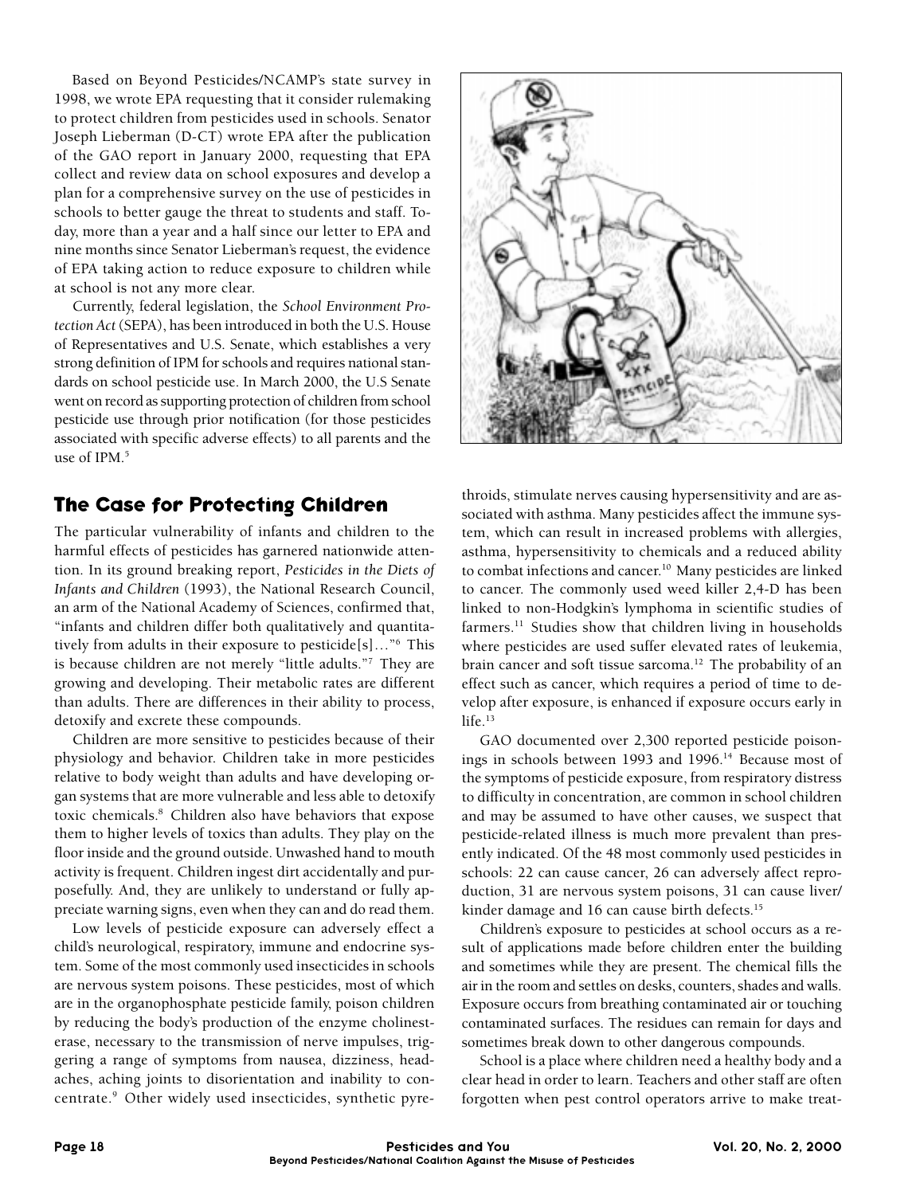Based on Beyond Pesticides/NCAMP's state survey in 1998, we wrote EPA requesting that it consider rulemaking to protect children from pesticides used in schools. Senator Joseph Lieberman (D-CT) wrote EPA after the publication of the GAO report in January 2000, requesting that EPA collect and review data on school exposures and develop a plan for a comprehensive survey on the use of pesticides in schools to better gauge the threat to students and staff. Today, more than a year and a half since our letter to EPA and nine months since Senator Lieberman's request, the evidence of EPA taking action to reduce exposure to children while at school is not any more clear.

Currently, federal legislation, the *School Environment Protection Act* (SEPA), has been introduced in both the U.S. House of Representatives and U.S. Senate, which establishes a very strong definition of IPM for schools and requires national standards on school pesticide use. In March 2000, the U.S Senate went on record as supporting protection of children from school pesticide use through prior notification (for those pesticides associated with specific adverse effects) to all parents and the use of IPM.[5]

## The Case for Protecting Children

The particular vulnerability of infants and children to the harmful effects of pesticides has garnered nationwide attention. In its ground breaking report, *Pesticides in the Diets of Infants and Children* (1993), the National Research Council, an arm of the National Academy of Sciences, confirmed that, "infants and children differ both qualitatively and quantitatively from adults in their exposure to pesticide[s]…"[6] This is because children are not merely "little adults."[7] They are growing and developing. Their metabolic rates are different than adults. There are differences in their ability to process, detoxify and excrete these compounds.

Children are more sensitive to pesticides because of their physiology and behavior. Children take in more pesticides relative to body weight than adults and have developing organ systems that are more vulnerable and less able to detoxify toxic chemicals.[8] Children also have behaviors that expose them to higher levels of toxics than adults. They play on the floor inside and the ground outside. Unwashed hand to mouth activity is frequent. Children ingest dirt accidentally and purposefully. And, they are unlikely to understand or fully appreciate warning signs, even when they can and do read them.

Low levels of pesticide exposure can adversely effect a child's neurological, respiratory, immune and endocrine system. Some of the most commonly used insecticides in schools are nervous system poisons. These pesticides, most of which are in the organophosphate pesticide family, poison children by reducing the body's production of the enzyme cholinesterase, necessary to the transmission of nerve impulses, triggering a range of symptoms from nausea, dizziness, headaches, aching joints to disorientation and inability to concentrate.[9] Other widely used insecticides, synthetic pyrethroids, stimulate nerves causing hypersensitivity and are associated with asthma. Many pesticides affect the immune system, which can result in increased problems with allergies, asthma, hypersensitivity to chemicals and a reduced ability to combat infections and cancer.[10] Many pesticides are linked to cancer. The commonly used weed killer 2,4-D has been linked to non-Hodgkin's lymphoma in scientific studies of farmers.[11] Studies show that children living in households where pesticides are used suffer elevated rates of leukemia, brain cancer and soft tissue sarcoma.[12] The probability of an effect such as cancer, which requires a period of time to develop after exposure, is enhanced if exposure occurs early in life.[13]

GAO documented over 2,300 reported pesticide poisonings in schools between 1993 and 1996.[14] Because most of the symptoms of pesticide exposure, from respiratory distress to difficulty in concentration, are common in school children and may be assumed to have other causes, we suspect that pesticide-related illness is much more prevalent than presently indicated. Of the 48 most commonly used pesticides in schools: 22 can cause cancer, 26 can adversely affect reproduction, 31 are nervous system poisons, 31 can cause liver/kinder damage and 16 can cause birth defects.[15]

Children's exposure to pesticides at school occurs as a result of applications made before children enter the building and sometimes while they are present. The chemical fills the air in the room and settles on desks, counters, shades and walls. Exposure occurs from breathing contaminated air or touching contaminated surfaces. The residues can remain for days and sometimes break down to other dangerous compounds.

School is a place where children need a healthy body and a clear head in order to learn. Teachers and other staff are often forgotten when pest control operators arrive to make treat-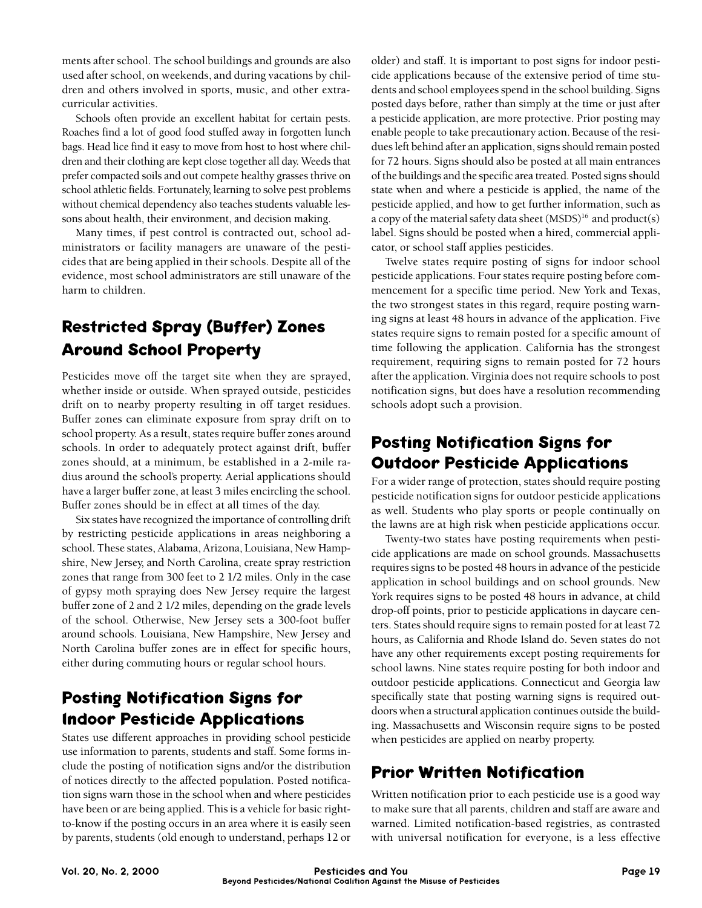ments after school. The school buildings and grounds are also used after school, on weekends, and during vacations by children and others involved in sports, music, and other extracurricular activities.

Schools often provide an excellent habitat for certain pests. Roaches find a lot of good food stuffed away in forgotten lunch bags. Head lice find it easy to move from host to host where children and their clothing are kept close together all day. Weeds that prefer compacted soils and out compete healthy grasses thrive on school athletic fields. Fortunately, learning to solve pest problems without chemical dependency also teaches students valuable lessons about health, their environment, and decision making.

Many times, if pest control is contracted out, school administrators or facility managers are unaware of the pesticides that are being applied in their schools. Despite all of the evidence, most school administrators are still unaware of the harm to children.

## Restricted Spray (Buffer) Zones Around School Property

Pesticides move off the target site when they are sprayed, whether inside or outside. When sprayed outside, pesticides drift on to nearby property resulting in off target residues. Buffer zones can eliminate exposure from spray drift on to school property. As a result, states require buffer zones around schools. In order to adequately protect against drift, buffer zones should, at a minimum, be established in a 2-mile radius around the school's property. Aerial applications should have a larger buffer zone, at least 3 miles encircling the school. Buffer zones should be in effect at all times of the day.

Six states have recognized the importance of controlling drift by restricting pesticide applications in areas neighboring a school. These states, Alabama, Arizona, Louisiana, New Hampshire, New Jersey, and North Carolina, create spray restriction zones that range from 300 feet to 2 1/2 miles. Only in the case of gypsy moth spraying does New Jersey require the largest buffer zone of 2 and 2 1/2 miles, depending on the grade levels of the school. Otherwise, New Jersey sets a 300-foot buffer around schools. Louisiana, New Hampshire, New Jersey and North Carolina buffer zones are in effect for specific hours, either during commuting hours or regular school hours.

## Posting Notification Signs for Indoor Pesticide Applications

States use different approaches in providing school pesticide use information to parents, students and staff. Some forms include the posting of notification signs and/or the distribution of notices directly to the affected population. Posted notification signs warn those in the school when and where pesticides have been or are being applied. This is a vehicle for basic right-to-know if the posting occurs in an area where it is easily seen by parents, students (old enough to understand, perhaps 12 or older) and staff. It is important to post signs for indoor pesticide applications because of the extensive period of time students and school employees spend in the school building. Signs posted days before, rather than simply at the time or just after a pesticide application, are more protective. Prior posting may enable people to take precautionary action. Because of the residues left behind after an application, signs should remain posted for 72 hours. Signs should also be posted at all main entrances of the buildings and the specific area treated. Posted signs should state when and where a pesticide is applied, the name of the pesticide applied, and how to get further information, such as a copy of the material safety data sheet (MSDS)[16] and product(s) label. Signs should be posted when a hired, commercial applicator, or school staff applies pesticides.

Twelve states require posting of signs for indoor school pesticide applications. Four states require posting before commencement for a specific time period. New York and Texas, the two strongest states in this regard, require posting warning signs at least 48 hours in advance of the application. Five states require signs to remain posted for a specific amount of time following the application. California has the strongest requirement, requiring signs to remain posted for 72 hours after the application. Virginia does not require schools to post notification signs, but does have a resolution recommending schools adopt such a provision.

## Posting Notification Signs for Outdoor Pesticide Applications

For a wider range of protection, states should require posting pesticide notification signs for outdoor pesticide applications as well. Students who play sports or people continually on the lawns are at high risk when pesticide applications occur.

Twenty-two states have posting requirements when pesticide applications are made on school grounds. Massachusetts requires signs to be posted 48 hours in advance of the pesticide application in school buildings and on school grounds. New York requires signs to be posted 48 hours in advance, at child drop-off points, prior to pesticide applications in daycare centers. States should require signs to remain posted for at least 72 hours, as California and Rhode Island do. Seven states do not have any other requirements except posting requirements for school lawns. Nine states require posting for both indoor and outdoor pesticide applications. Connecticut and Georgia law specifically state that posting warning signs is required outdoors when a structural application continues outside the building. Massachusetts and Wisconsin require signs to be posted when pesticides are applied on nearby property.

## Prior Written Notification

Written notification prior to each pesticide use is a good way to make sure that all parents, children and staff are aware and warned. Limited notification-based registries, as contrasted with universal notification for everyone, is a less effective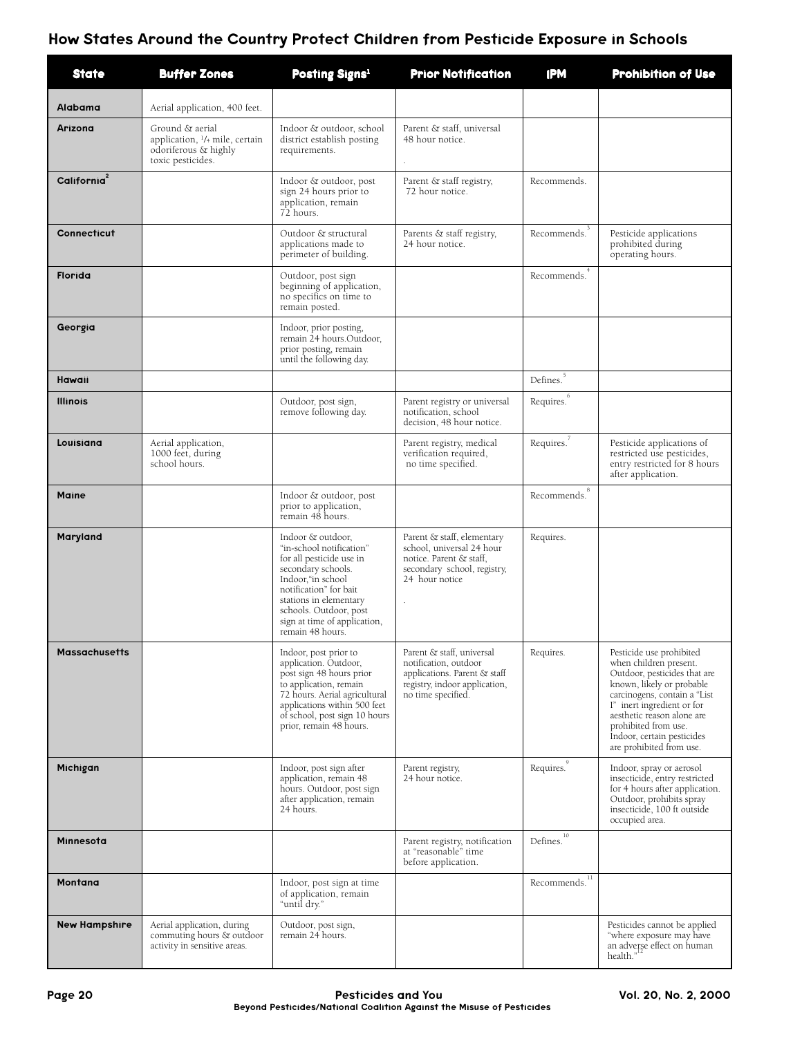## How States Around the Country Protect Children from Pesticide Exposure in Schools

| State | Buffer Zones | Posting Signs[1] | Prior Notification | IPM | Prohibition of Use |
|---|---|---|---|---|---|
| Alabama | Aerial application, 400 feet. | | | | |
| Arizona | Ground & aerial application, 1/4 mile, certain odoriferous & highly toxic pesticides. | Indoor & outdoor, school district establish posting requirements. | Parent & staff, universal 48 hour notice. | | |
| California[2] | | Indoor & outdoor, post sign 24 hours prior to application, remain 72 hours. | Parent & staff registry, 72 hour notice. | Recommends. | |
| Connecticut | | Outdoor & structural applications made to perimeter of building. | Parents & staff registry, 24 hour notice. | Recommends.[3] | Pesticide applications prohibited during operating hours. |
| Florida | | Outdoor, post sign beginning of application, no specifics on time to remain posted. | | Recommends.[4] | |
| Georgia | | Indoor, prior posting, remain 24 hours.Outdoor, prior posting, remain until the following day. | | | |
| Hawaii | | | | Defines.[5] | |
| Illinois | | Outdoor, post sign, remove following day. | Parent registry or universal notification, school decision, 48 hour notice. | Requires.[6] | |
| Louisiana | Aerial application, 1000 feet, during school hours. | | Parent registry, medical verification required, no time specified. | Requires.[7] | Pesticide applications of restricted use pesticides, entry restricted for 8 hours after application. |
| Maine | | Indoor & outdoor, post prior to application, remain 48 hours. | | Recommends.[8] | |
| Maryland | | Indoor & outdoor, "in-school notification" for all pesticide use in secondary schools. Indoor,"in school notification" for bait stations in elementary schools. Outdoor, post sign at time of application, remain 48 hours. | Parent & staff, elementary school, universal 24 hour notice. Parent & staff, secondary school, registry, 24 hour notice | Requires. | |
| Massachusetts | | Indoor, post prior to application. Outdoor, post sign 48 hours prior to application, remain 72 hours. Aerial agricultural applications within 500 feet of school, post sign 10 hours prior, remain 48 hours. | Parent & staff, universal notification, outdoor applications. Parent & staff registry, indoor application, no time specified. | Requires. | Pesticide use prohibited when children present. Outdoor, pesticides that are known, likely or probable carcinogens, contain a "List I" inert ingredient or for aesthetic reason alone are prohibited from use. Indoor, certain pesticides are prohibited from use. |
| Michigan | | Indoor, post sign after application, remain 48 hours. Outdoor, post sign after application, remain 24 hours. | Parent registry, 24 hour notice. | Requires.[9] | Indoor, spray or aerosol insecticide, entry restricted for 4 hours after application. Outdoor, prohibits spray insecticide, 100 ft outside occupied area. |
| Minnesota | | | Parent registry, notification at "reasonable" time before application. | Defines.[10] | |
| Montana | | Indoor, post sign at time of application, remain "until dry." | | Recommends.[11] | |
| New Hampshire | Aerial application, during commuting hours & outdoor activity in sensitive areas. | Outdoor, post sign, remain 24 hours. | | | Pesticides cannot be applied "where exposure may have an adverse effect on human health."[12] |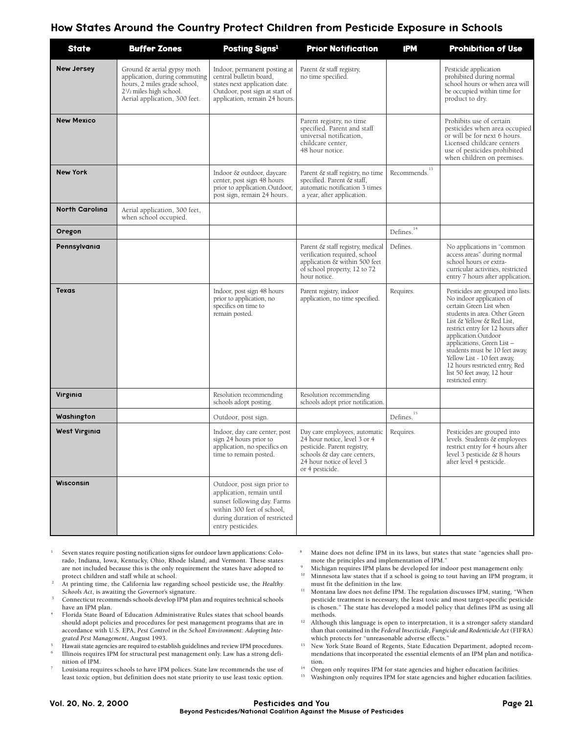## How States Around the Country Protect Children from Pesticide Exposure in Schools

| State | Buffer Zones | Posting Signs[1] | Prior Notification | IPM | Prohibition of Use |
|---|---|---|---|---|---|
| **New Jersey** | Ground & aerial gypsy moth application, during commuting hours, 2 miles grade school, 2½ miles high school. Aerial application, 300 feet. | Indoor, permanent posting at central bulletin board, states next application date. Outdoor, post sign at start of application, remain 24 hours. | Parent & staff registry, no time specified. | | Pesticide application prohibited during normal school hours or when area will be occupied within time for product to dry. |
| **New Mexico** | | | Parent registry, no time specified. Parent and staff universal notification, childcare center, 48 hour notice. | | Prohibits use of certain pesticides when area occupied or will be for next 6 hours. Licensed childcare centers use of pesticides prohibited when children on premises. |
| **New York** | | Indoor & outdoor, daycare center, post sign 48 hours prior to application.Outdoor, post sign, remain 24 hours. | Parent & staff registry, no time specified. Parent & staff, automatic notification 3 times a year, after application. | Recommends.[13] | |
| **North Carolina** | Aerial application, 300 feet, when school occupied. | | | | |
| **Oregon** | | | | Defines.[14] | |
| **Pennsylvania** | | | Parent & staff registry, medical verification required, school application & within 500 feet of school property, 12 to 72 hour notice. | Defines. | No applications in "common access areas" during normal school hours or extra-curricular activities, restricted entry 7 hours after application. |
| **Texas** | | Indoor, post sign 48 hours prior to application, no specifics on time to remain posted. | Parent registry, indoor application, no time specified. | Requires. | Pesticides are grouped into lists. No indoor application of certain Green List when students in area. Other Green List & Yellow & Red List, restrict entry for 12 hours after application.Outdoor applications, Green List – students must be 10 feet away, Yellow List - 10 feet away, 12 hours restricted entry, Red list 50 feet away, 12 hour restricted entry. |
| **Virginia** | | Resolution recommending schools adopt posting. | Resolution recommending schools adopt prior notification. | | |
| **Washington** | | Outdoor, post sign. | | Defines.[15] | |
| **West Virginia** | | Indoor, day care center, post sign 24 hours prior to application, no specifics on time to remain posted. | Day care employees, automatic 24 hour notice, level 3 or 4 pesticide. Parent registry, schools & day care centers, 24 hour notice of level 3 or 4 pesticide. | Requires. | Pesticides are grouped into levels. Students & employees restrict entry for 4 hours after level 3 pesticide & 8 hours after level 4 pesticide. |
| **Wisconsin** | | Outdoor, post sign prior to application, remain until sunset following day. Farms within 300 feet of school, during duration of restricted entry pesticides. | | | |

1. Seven states require posting notification signs for outdoor lawn applications: Colorado, Indiana, Iowa, Kentucky, Ohio, Rhode Island, and Vermont. These states are not included because this is the only requirement the states have adopted to protect children and staff while at school.
2. At printing time, the California law regarding school pesticide use, the *Healthy Schools Act*, is awaiting the Governor's signature.
3. Connecticut recommends schools develop IPM plan and requires technical schools have an IPM plan.
4. Florida State Board of Education Administrative Rules states that school boards should adopt policies and procedures for pest management programs that are in accordance with U.S. EPA, *Pest Control in the School Environment: Adopting Integrated Pest Management*, August 1993.
5. Hawaii state agencies are required to establish guidelines and review IPM procedures.
6. Illinois requires IPM for structural pest management only. Law has a strong definition of IPM.
7. Louisiana requires schools to have IPM polices. State law recommends the use of least toxic option, but definition does not state priority to use least toxic option.
8. Maine does not define IPM in its laws, but states that state "agencies shall promote the principles and implementation of IPM."
9. Michigan requires IPM plans be developed for indoor pest management only.
10. Minnesota law states that if a school is going to tout having an IPM program, it must fit the definition in the law.
11. Montana law does not define IPM. The regulation discusses IPM, stating, "When pesticide treatment is necessary, the least toxic and most target-specific pesticide is chosen." The state has developed a model policy that defines IPM as using all methods.
12. Although this language is open to interpretation, it is a stronger safety standard than that contained in the *Federal Insecticide, Fungicide and Rodenticide Act* (FIFRA) which protects for "unreasonable adverse effects."
13. New York State Board of Regents, State Education Department, adopted recommendations that incorporated the essential elements of an IPM plan and notification.
14. Oregon only requires IPM for state agencies and higher education facilities.
15. Washington only requires IPM for state agencies and higher education facilities.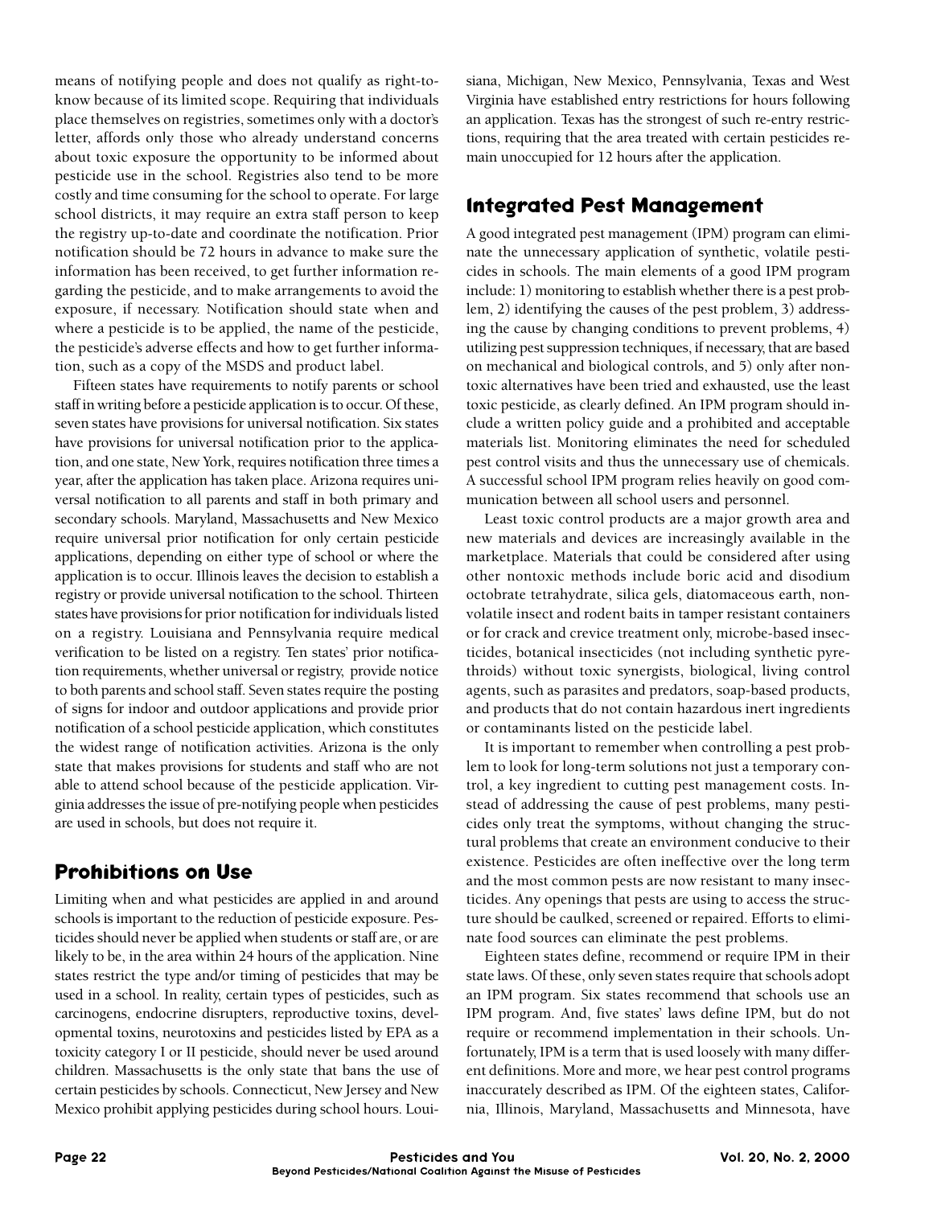means of notifying people and does not qualify as right-to-know because of its limited scope. Requiring that individuals place themselves on registries, sometimes only with a doctor's letter, affords only those who already understand concerns about toxic exposure the opportunity to be informed about pesticide use in the school. Registries also tend to be more costly and time consuming for the school to operate. For large school districts, it may require an extra staff person to keep the registry up-to-date and coordinate the notification. Prior notification should be 72 hours in advance to make sure the information has been received, to get further information regarding the pesticide, and to make arrangements to avoid the exposure, if necessary. Notification should state when and where a pesticide is to be applied, the name of the pesticide, the pesticide's adverse effects and how to get further information, such as a copy of the MSDS and product label.

Fifteen states have requirements to notify parents or school staff in writing before a pesticide application is to occur. Of these, seven states have provisions for universal notification. Six states have provisions for universal notification prior to the application, and one state, New York, requires notification three times a year, after the application has taken place. Arizona requires universal notification to all parents and staff in both primary and secondary schools. Maryland, Massachusetts and New Mexico require universal prior notification for only certain pesticide applications, depending on either type of school or where the application is to occur. Illinois leaves the decision to establish a registry or provide universal notification to the school. Thirteen states have provisions for prior notification for individuals listed on a registry. Louisiana and Pennsylvania require medical verification to be listed on a registry. Ten states' prior notification requirements, whether universal or registry, provide notice to both parents and school staff. Seven states require the posting of signs for indoor and outdoor applications and provide prior notification of a school pesticide application, which constitutes the widest range of notification activities. Arizona is the only state that makes provisions for students and staff who are not able to attend school because of the pesticide application. Virginia addresses the issue of pre-notifying people when pesticides are used in schools, but does not require it.

## Prohibitions on Use

Limiting when and what pesticides are applied in and around schools is important to the reduction of pesticide exposure. Pesticides should never be applied when students or staff are, or are likely to be, in the area within 24 hours of the application. Nine states restrict the type and/or timing of pesticides that may be used in a school. In reality, certain types of pesticides, such as carcinogens, endocrine disrupters, reproductive toxins, developmental toxins, neurotoxins and pesticides listed by EPA as a toxicity category I or II pesticide, should never be used around children. Massachusetts is the only state that bans the use of certain pesticides by schools. Connecticut, New Jersey and New Mexico prohibit applying pesticides during school hours. Louisiana, Michigan, New Mexico, Pennsylvania, Texas and West Virginia have established entry restrictions for hours following an application. Texas has the strongest of such re-entry restrictions, requiring that the area treated with certain pesticides remain unoccupied for 12 hours after the application.

## Integrated Pest Management

A good integrated pest management (IPM) program can eliminate the unnecessary application of synthetic, volatile pesticides in schools. The main elements of a good IPM program include: 1) monitoring to establish whether there is a pest problem, 2) identifying the causes of the pest problem, 3) addressing the cause by changing conditions to prevent problems, 4) utilizing pest suppression techniques, if necessary, that are based on mechanical and biological controls, and 5) only after nontoxic alternatives have been tried and exhausted, use the least toxic pesticide, as clearly defined. An IPM program should include a written policy guide and a prohibited and acceptable materials list. Monitoring eliminates the need for scheduled pest control visits and thus the unnecessary use of chemicals. A successful school IPM program relies heavily on good communication between all school users and personnel.

Least toxic control products are a major growth area and new materials and devices are increasingly available in the marketplace. Materials that could be considered after using other nontoxic methods include boric acid and disodium octobrate tetrahydrate, silica gels, diatomaceous earth, nonvolatile insect and rodent baits in tamper resistant containers or for crack and crevice treatment only, microbe-based insecticides, botanical insecticides (not including synthetic pyrethroids) without toxic synergists, biological, living control agents, such as parasites and predators, soap-based products, and products that do not contain hazardous inert ingredients or contaminants listed on the pesticide label.

It is important to remember when controlling a pest problem to look for long-term solutions not just a temporary control, a key ingredient to cutting pest management costs. Instead of addressing the cause of pest problems, many pesticides only treat the symptoms, without changing the structural problems that create an environment conducive to their existence. Pesticides are often ineffective over the long term and the most common pests are now resistant to many insecticides. Any openings that pests are using to access the structure should be caulked, screened or repaired. Efforts to eliminate food sources can eliminate the pest problems.

Eighteen states define, recommend or require IPM in their state laws. Of these, only seven states require that schools adopt an IPM program. Six states recommend that schools use an IPM program. And, five states' laws define IPM, but do not require or recommend implementation in their schools. Unfortunately, IPM is a term that is used loosely with many different definitions. More and more, we hear pest control programs inaccurately described as IPM. Of the eighteen states, California, Illinois, Maryland, Massachusetts and Minnesota, have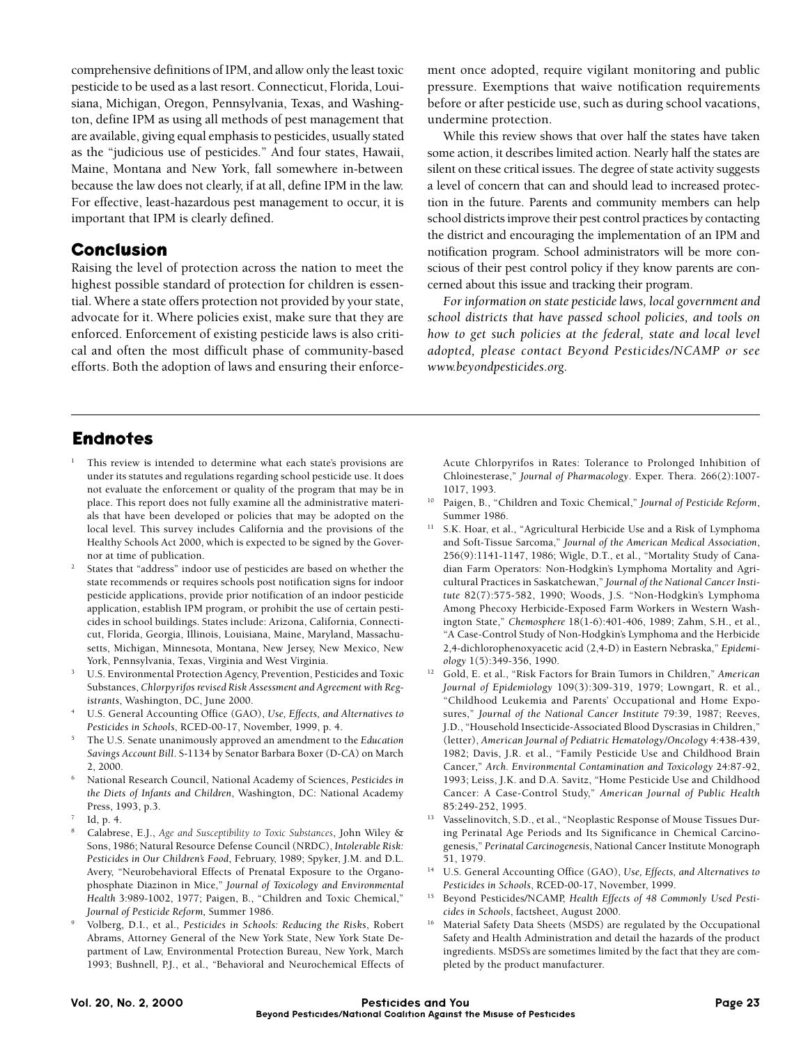comprehensive definitions of IPM, and allow only the least toxic pesticide to be used as a last resort. Connecticut, Florida, Louisiana, Michigan, Oregon, Pennsylvania, Texas, and Washington, define IPM as using all methods of pest management that are available, giving equal emphasis to pesticides, usually stated as the "judicious use of pesticides." And four states, Hawaii, Maine, Montana and New York, fall somewhere in-between because the law does not clearly, if at all, define IPM in the law. For effective, least-hazardous pest management to occur, it is important that IPM is clearly defined.

## Conclusion

Raising the level of protection across the nation to meet the highest possible standard of protection for children is essential. Where a state offers protection not provided by your state, advocate for it. Where policies exist, make sure that they are enforced. Enforcement of existing pesticide laws is also critical and often the most difficult phase of community-based efforts. Both the adoption of laws and ensuring their enforcement once adopted, require vigilant monitoring and public pressure. Exemptions that waive notification requirements before or after pesticide use, such as during school vacations, undermine protection.

While this review shows that over half the states have taken some action, it describes limited action. Nearly half the states are silent on these critical issues. The degree of state activity suggests a level of concern that can and should lead to increased protection in the future. Parents and community members can help school districts improve their pest control practices by contacting the district and encouraging the implementation of an IPM and notification program. School administrators will be more conscious of their pest control policy if they know parents are concerned about this issue and tracking their program.

*For information on state pesticide laws, local government and school districts that have passed school policies, and tools on how to get such policies at the federal, state and local level adopted, please contact Beyond Pesticides/NCAMP or see www.beyondpesticides.org.*

## Endnotes

1. This review is intended to determine what each state's provisions are under its statutes and regulations regarding school pesticide use. It does not evaluate the enforcement or quality of the program that may be in place. This report does not fully examine all the administrative materials that have been developed or policies that may be adopted on the local level. This survey includes California and the provisions of the Healthy Schools Act 2000, which is expected to be signed by the Governor at time of publication.
2. States that "address" indoor use of pesticides are based on whether the state recommends or requires schools post notification signs for indoor pesticide applications, provide prior notification of an indoor pesticide application, establish IPM program, or prohibit the use of certain pesticides in school buildings. States include: Arizona, California, Connecticut, Florida, Georgia, Illinois, Louisiana, Maine, Maryland, Massachusetts, Michigan, Minnesota, Montana, New Jersey, New Mexico, New York, Pennsylvania, Texas, Virginia and West Virginia.
3. U.S. Environmental Protection Agency, Prevention, Pesticides and Toxic Substances, *Chlorpyrifos revised Risk Assessment and Agreement with Registrants*, Washington, DC, June 2000.
4. U.S. General Accounting Office (GAO), *Use, Effects, and Alternatives to Pesticides in Schools*, RCED-00-17, November, 1999, p. 4.
5. The U.S. Senate unanimously approved an amendment to the *Education Savings Account Bill*. S-1134 by Senator Barbara Boxer (D-CA) on March 2, 2000.
6. National Research Council, National Academy of Sciences, *Pesticides in the Diets of Infants and Children*, Washington, DC: National Academy Press, 1993, p.3.
7. Id, p. 4.
8. Calabrese, E.J., *Age and Susceptibility to Toxic Substances*, John Wiley & Sons, 1986; Natural Resource Defense Council (NRDC), *Intolerable Risk: Pesticides in Our Children's Food*, February, 1989; Spyker, J.M. and D.L. Avery, "Neurobehavioral Effects of Prenatal Exposure to the Organophosphate Diazinon in Mice," *Journal of Toxicology and Environmental Health* 3:989-1002, 1977; Paigen, B., "Children and Toxic Chemical," *Journal of Pesticide Reform,* Summer 1986.
9. Volberg, D.I., et al., *Pesticides in Schools: Reducing the Risks*, Robert Abrams, Attorney General of the New York State, New York State Department of Law, Environmental Protection Bureau, New York, March 1993; Bushnell, P.J., et al., "Behavioral and Neurochemical Effects of Acute Chlorpyrifos in Rates: Tolerance to Prolonged Inhibition of Chloinesterase," *Journal of Pharmacology*. Exper. Thera. 266(2):1007-1017, 1993.
10. Paigen, B., "Children and Toxic Chemical," *Journal of Pesticide Reform*, Summer 1986.
11. S.K. Hoar, et al., "Agricultural Herbicide Use and a Risk of Lymphoma and Soft-Tissue Sarcoma," *Journal of the American Medical Association*, 256(9):1141-1147, 1986; Wigle, D.T., et al., "Mortality Study of Canadian Farm Operators: Non-Hodgkin's Lymphoma Mortality and Agricultural Practices in Saskatchewan," *Journal of the National Cancer Institute* 82(7):575-582, 1990; Woods, J.S. "Non-Hodgkin's Lymphoma Among Phecoxy Herbicide-Exposed Farm Workers in Western Washington State," *Chemosphere* 18(1-6):401-406, 1989; Zahm, S.H., et al., "A Case-Control Study of Non-Hodgkin's Lymphoma and the Herbicide 2,4-dichlorophenoxyacetic acid (2,4-D) in Eastern Nebraska," *Epidemiology* 1(5):349-356, 1990.
12. Gold, E. et al., "Risk Factors for Brain Tumors in Children," *American Journal of Epidemiology* 109(3):309-319, 1979; Lowngart, R. et al., "Childhood Leukemia and Parents' Occupational and Home Exposures," *Journal of the National Cancer Institute* 79:39, 1987; Reeves, J.D., "Household Insecticide-Associated Blood Dyscrasias in Children," (letter), *American Journal of Pediatric Hematology/Oncology* 4:438-439, 1982; Davis, J.R. et al., "Family Pesticide Use and Childhood Brain Cancer," *Arch. Environmental Contamination and Toxicology* 24:87-92, 1993; Leiss, J.K. and D.A. Savitz, "Home Pesticide Use and Childhood Cancer: A Case-Control Study," *American Journal of Public Health* 85:249-252, 1995.
13. Vasselinovitch, S.D., et al., "Neoplastic Response of Mouse Tissues During Perinatal Age Periods and Its Significance in Chemical Carcinogenesis," *Perinatal Carcinogenesis*, National Cancer Institute Monograph 51, 1979.
14. U.S. General Accounting Office (GAO), *Use, Effects, and Alternatives to Pesticides in Schools*, RCED-00-17, November, 1999.
15. Beyond Pesticides/NCAMP, *Health Effects of 48 Commonly Used Pesticides in Schools*, factsheet, August 2000.
16. Material Safety Data Sheets (MSDS) are regulated by the Occupational Safety and Health Administration and detail the hazards of the product ingredients. MSDS's are sometimes limited by the fact that they are completed by the product manufacturer.